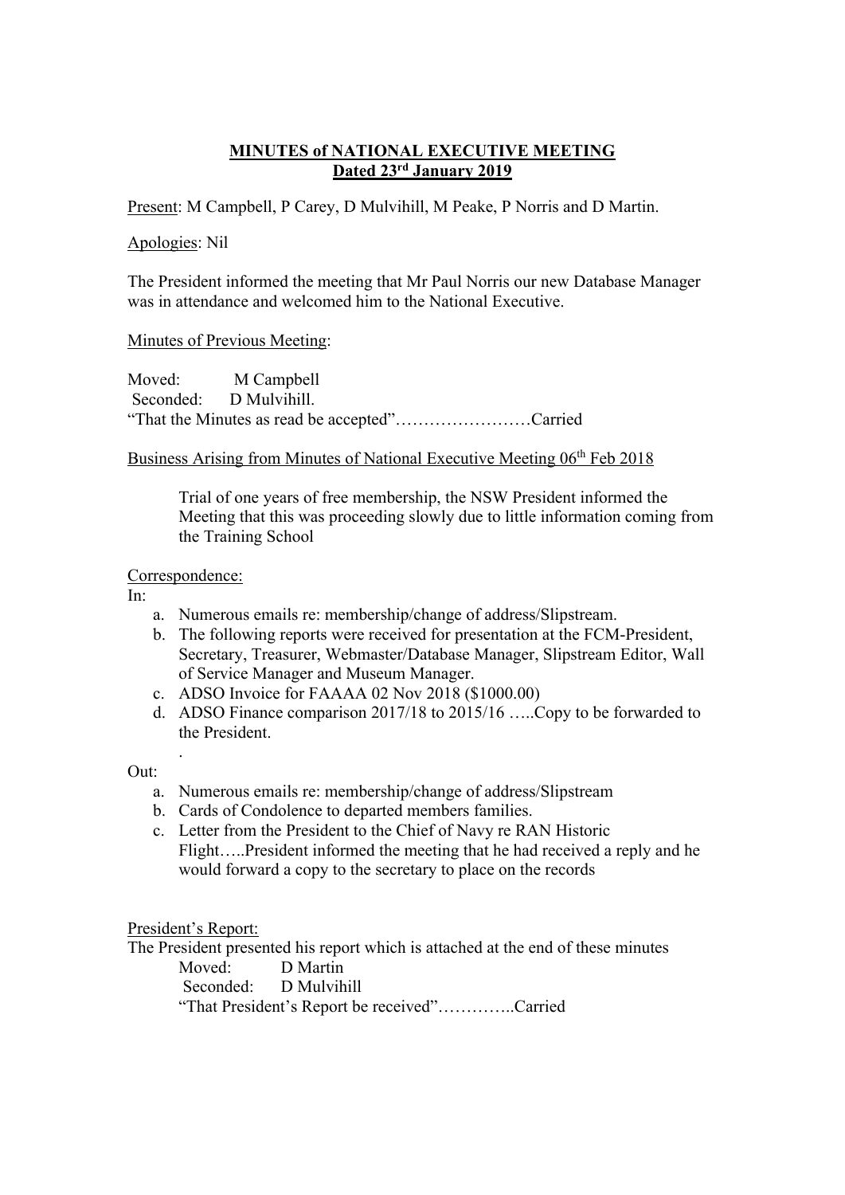**MINUTES of NATIONAL EXECUTIVE MEETING**
**Dated 23rd January 2019**

Present: M Campbell, P Carey, D Mulvihill, M Peake, P Norris and D Martin.

Apologies: Nil

The President informed the meeting that Mr Paul Norris our new Database Manager was in attendance and welcomed him to the National Executive.

Minutes of Previous Meeting:

Moved: M Campbell
Seconded: D Mulvihill.
"That the Minutes as read be accepted"……………………Carried

Business Arising from Minutes of National Executive Meeting 06th Feb 2018

Trial of one years of free membership, the NSW President informed the Meeting that this was proceeding slowly due to little information coming from the Training School

Correspondence:

In:

a. Numerous emails re: membership/change of address/Slipstream.
b. The following reports were received for presentation at the FCM-President, Secretary, Treasurer, Webmaster/Database Manager, Slipstream Editor, Wall of Service Manager and Museum Manager.
c. ADSO Invoice for FAAAA 02 Nov 2018 ($1000.00)
d. ADSO Finance comparison 2017/18 to 2015/16 …..Copy to be forwarded to the President.

.

Out:

a. Numerous emails re: membership/change of address/Slipstream
b. Cards of Condolence to departed members families.
c. Letter from the President to the Chief of Navy re RAN Historic Flight…..President informed the meeting that he had received a reply and he would forward a copy to the secretary to place on the records

President's Report:

The President presented his report which is attached at the end of these minutes

Moved: D Martin
Seconded: D Mulvihill
"That President's Report be received"…………..Carried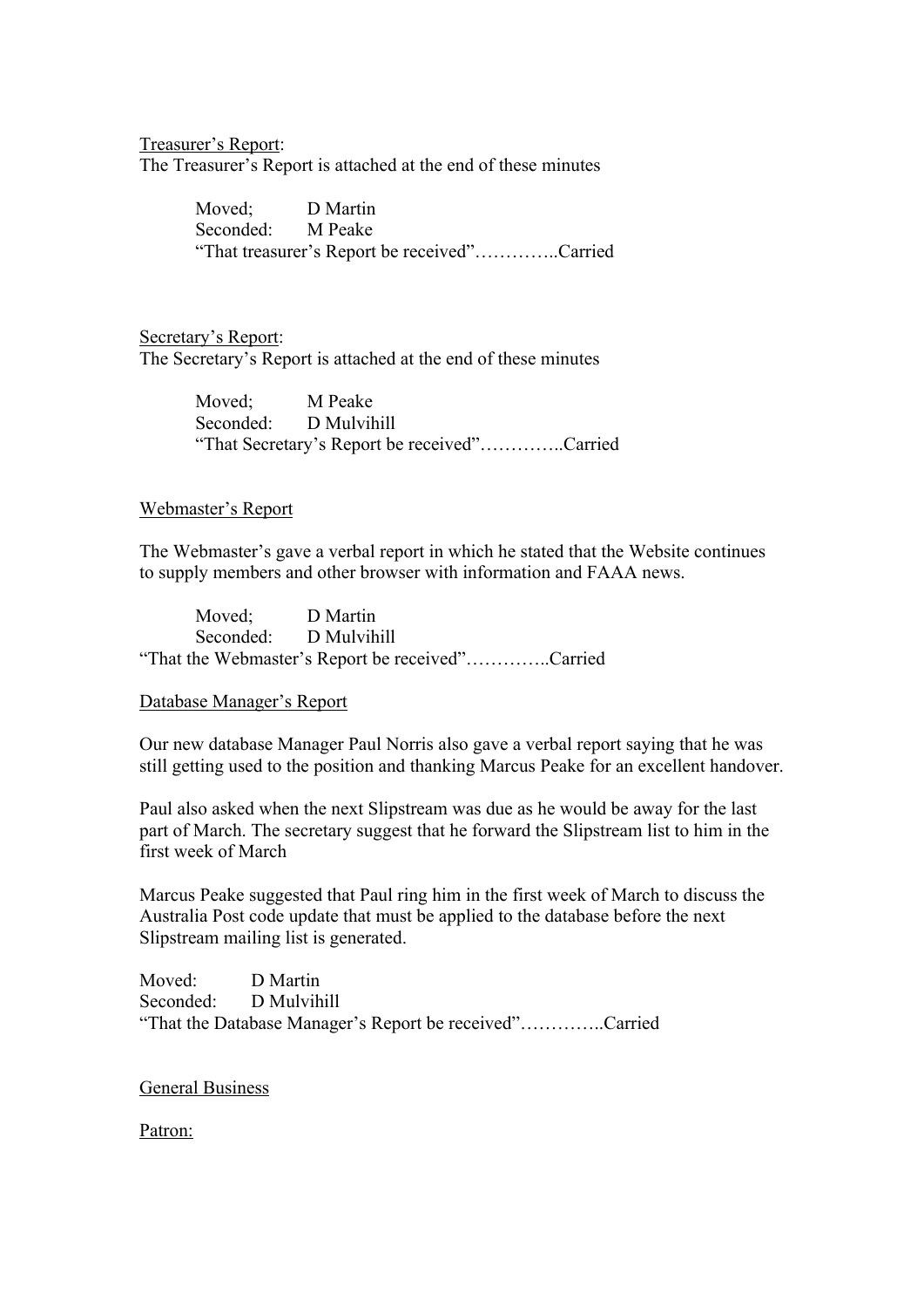Treasurer's Report:
The Treasurer's Report is attached at the end of these minutes

Moved; D Martin
Seconded: M Peake
"That treasurer's Report be received"…………..Carried

Secretary's Report:
The Secretary's Report is attached at the end of these minutes

Moved; M Peake
Seconded: D Mulvihill
"That Secretary's Report be received"…………..Carried

Webmaster's Report

The Webmaster's gave a verbal report in which he stated that the Website continues to supply members and other browser with information and FAAA news.

Moved; D Martin
Seconded: D Mulvihill
"That the Webmaster's Report be received"…………..Carried

Database Manager's Report

Our new database Manager Paul Norris also gave a verbal report saying that he was still getting used to the position and thanking Marcus Peake for an excellent handover.

Paul also asked when the next Slipstream was due as he would be away for the last part of March. The secretary suggest that he forward the Slipstream list to him in the first week of March

Marcus Peake suggested that Paul ring him in the first week of March to discuss the Australia Post code update that must be applied to the database before the next Slipstream mailing list is generated.

Moved: D Martin
Seconded: D Mulvihill
"That the Database Manager's Report be received"…………..Carried

General Business

Patron: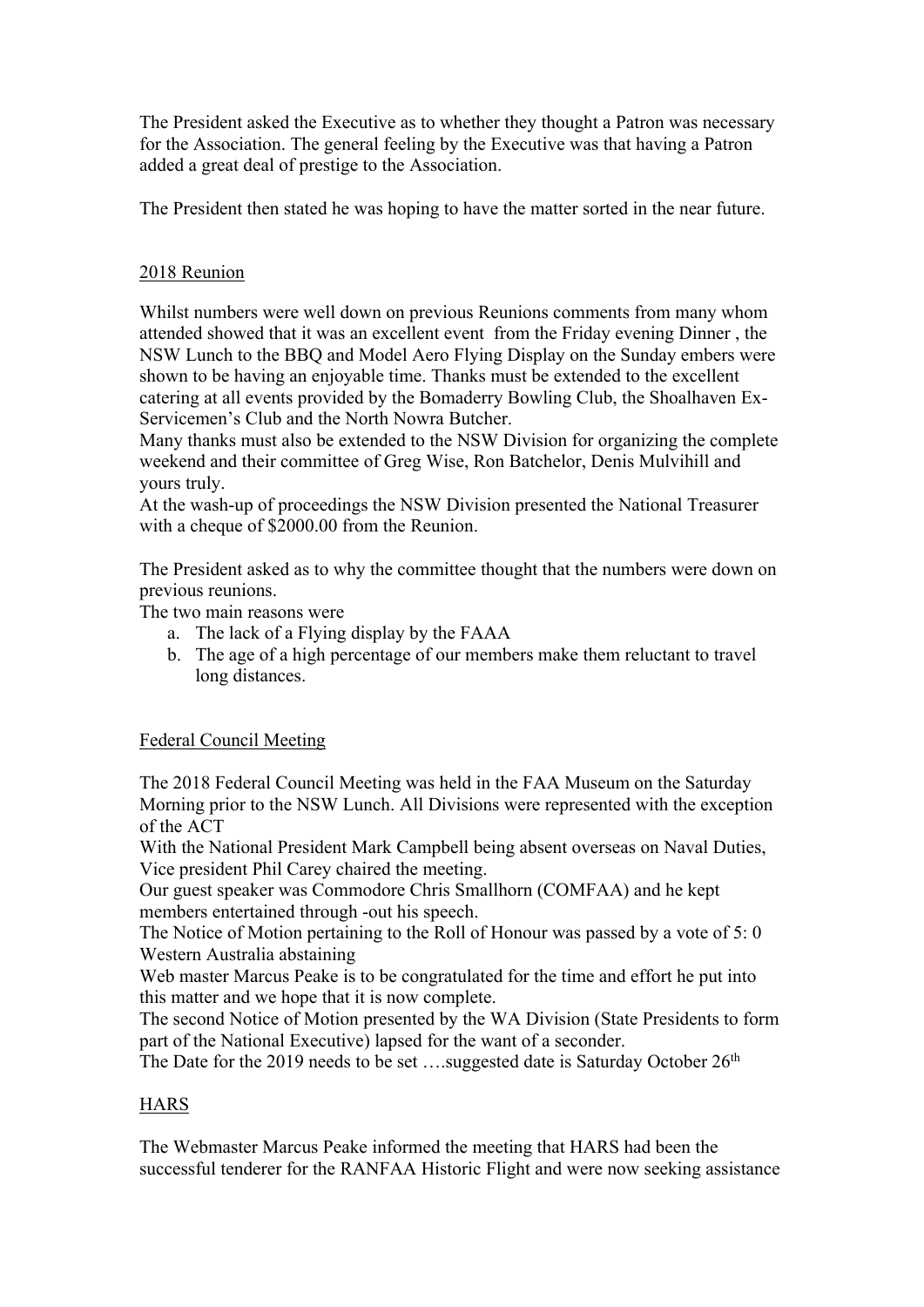The President asked the Executive as to whether they thought a Patron was necessary for the Association. The general feeling by the Executive was that having a Patron added a great deal of prestige to the Association.

The President then stated he was hoping to have the matter sorted in the near future.

## 2018 Reunion

Whilst numbers were well down on previous Reunions comments from many whom attended showed that it was an excellent event from the Friday evening Dinner , the NSW Lunch to the BBQ and Model Aero Flying Display on the Sunday embers were shown to be having an enjoyable time. Thanks must be extended to the excellent catering at all events provided by the Bomaderry Bowling Club, the Shoalhaven Ex-Servicemen's Club and the North Nowra Butcher.
Many thanks must also be extended to the NSW Division for organizing the complete weekend and their committee of Greg Wise, Ron Batchelor, Denis Mulvihill and yours truly.
At the wash-up of proceedings the NSW Division presented the National Treasurer with a cheque of $2000.00 from the Reunion.

The President asked as to why the committee thought that the numbers were down on previous reunions.
The two main reasons were

a. The lack of a Flying display by the FAAA
b. The age of a high percentage of our members make them reluctant to travel long distances.

## Federal Council Meeting

The 2018 Federal Council Meeting was held in the FAA Museum on the Saturday Morning prior to the NSW Lunch. All Divisions were represented with the exception of the ACT
With the National President Mark Campbell being absent overseas on Naval Duties, Vice president Phil Carey chaired the meeting.
Our guest speaker was Commodore Chris Smallhorn (COMFAA) and he kept members entertained through -out his speech.
The Notice of Motion pertaining to the Roll of Honour was passed by a vote of 5: 0 Western Australia abstaining
Web master Marcus Peake is to be congratulated for the time and effort he put into this matter and we hope that it is now complete.
The second Notice of Motion presented by the WA Division (State Presidents to form part of the National Executive) lapsed for the want of a seconder.
The Date for the 2019 needs to be set ….suggested date is Saturday October 26th

## HARS

The Webmaster Marcus Peake informed the meeting that HARS had been the successful tenderer for the RANFAA Historic Flight and were now seeking assistance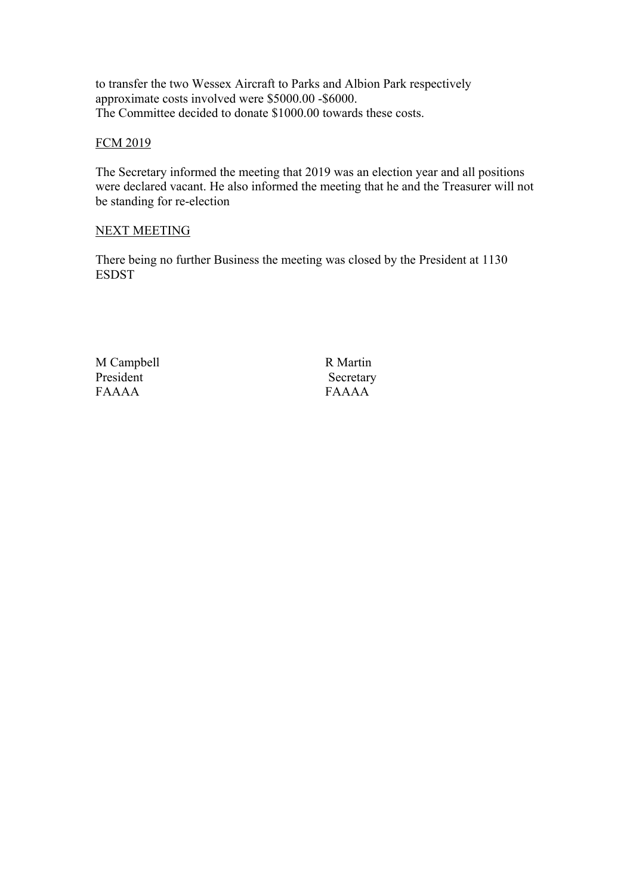to transfer the two Wessex Aircraft to Parks and Albion Park respectively approximate costs involved were $5000.00 -$6000.
The Committee decided to donate $1000.00 towards these costs.

<u>FCM 2019</u>

The Secretary informed the meeting that 2019 was an election year and all positions were declared vacant. He also informed the meeting that he and the Treasurer will not be standing for re-election

<u>NEXT MEETING</u>

There being no further Business the meeting was closed by the President at 1130 ESDST

M Campbell
President
FAAAA

R Martin
Secretary
FAAAA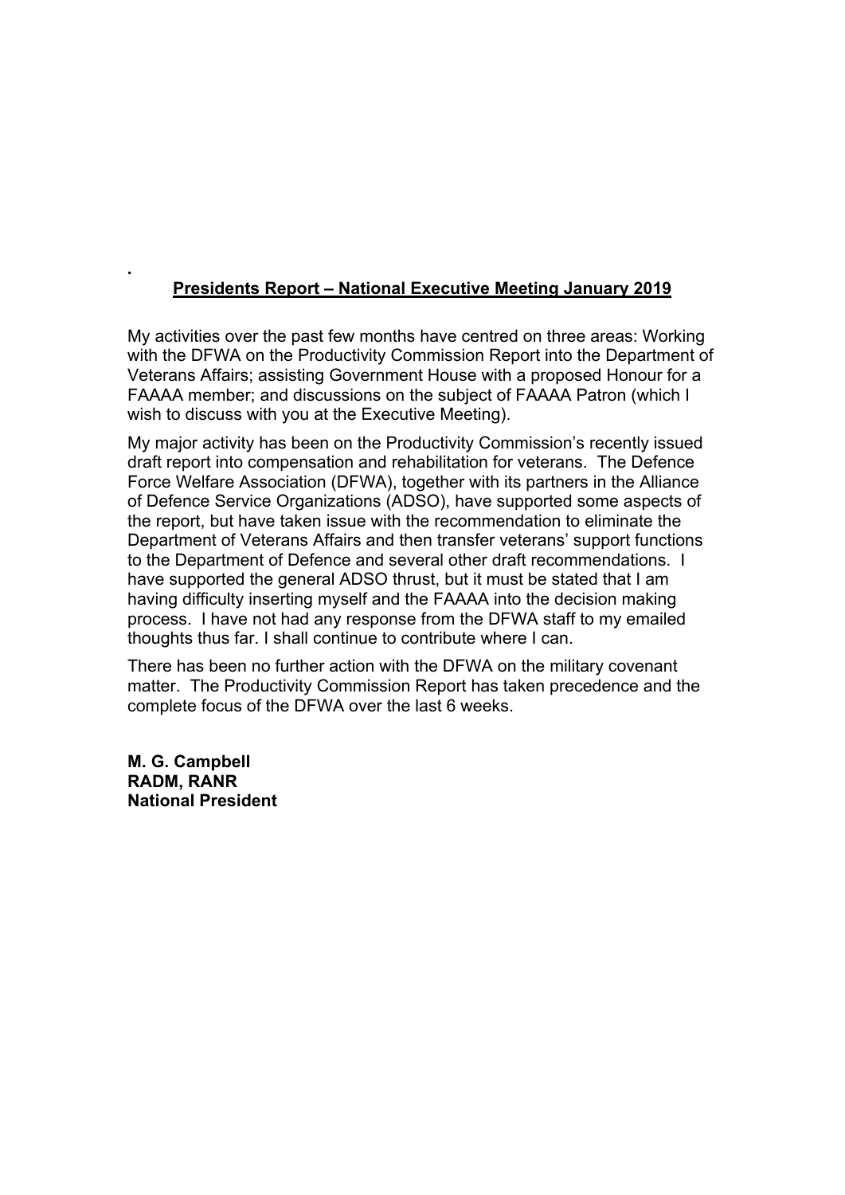## **Presidents Report – National Executive Meeting January 2019**

My activities over the past few months have centred on three areas: Working with the DFWA on the Productivity Commission Report into the Department of Veterans Affairs; assisting Government House with a proposed Honour for a FAAAA member; and discussions on the subject of FAAAA Patron (which I wish to discuss with you at the Executive Meeting).

My major activity has been on the Productivity Commission's recently issued draft report into compensation and rehabilitation for veterans. The Defence Force Welfare Association (DFWA), together with its partners in the Alliance of Defence Service Organizations (ADSO), have supported some aspects of the report, but have taken issue with the recommendation to eliminate the Department of Veterans Affairs and then transfer veterans' support functions to the Department of Defence and several other draft recommendations. I have supported the general ADSO thrust, but it must be stated that I am having difficulty inserting myself and the FAAAA into the decision making process. I have not had any response from the DFWA staff to my emailed thoughts thus far. I shall continue to contribute where I can.

There has been no further action with the DFWA on the military covenant matter. The Productivity Commission Report has taken precedence and the complete focus of the DFWA over the last 6 weeks.

**M. G. Campbell**
**RADM, RANR**
**National President**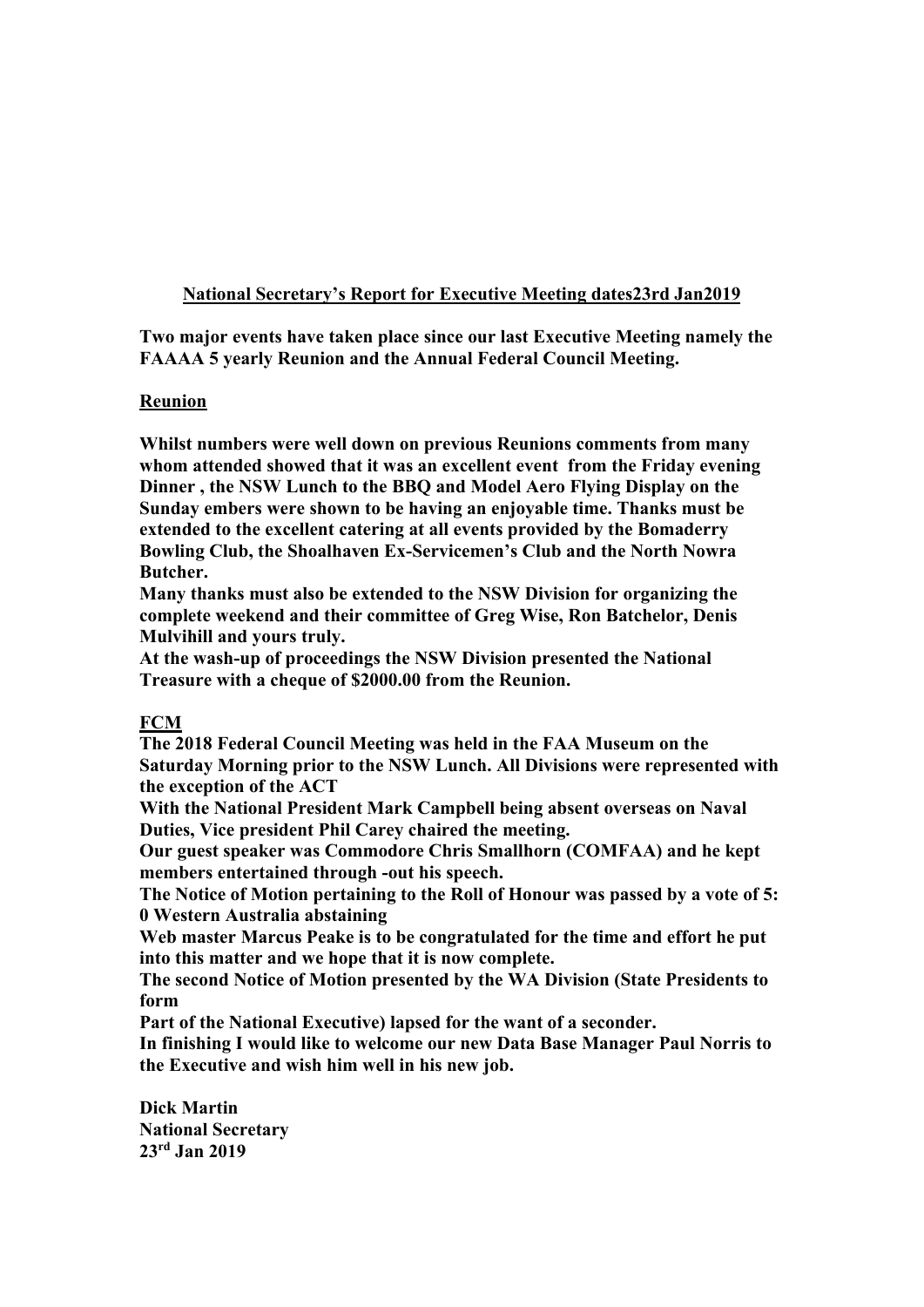**<u>National Secretary's Report for Executive Meeting dates23rd Jan2019</u>**

**Two major events have taken place since our last Executive Meeting namely the FAAAA 5 yearly Reunion and the Annual Federal Council Meeting.**

**<u>Reunion</u>**

**Whilst numbers were well down on previous Reunions comments from many whom attended showed that it was an excellent event from the Friday evening Dinner , the NSW Lunch to the BBQ and Model Aero Flying Display on the Sunday embers were shown to be having an enjoyable time. Thanks must be extended to the excellent catering at all events provided by the Bomaderry Bowling Club, the Shoalhaven Ex-Servicemen's Club and the North Nowra Butcher.**
**Many thanks must also be extended to the NSW Division for organizing the complete weekend and their committee of Greg Wise, Ron Batchelor, Denis Mulvihill and yours truly.**
**At the wash-up of proceedings the NSW Division presented the National Treasure with a cheque of $2000.00 from the Reunion.**

**<u>FCM</u>**
**The 2018 Federal Council Meeting was held in the FAA Museum on the Saturday Morning prior to the NSW Lunch. All Divisions were represented with the exception of the ACT**
**With the National President Mark Campbell being absent overseas on Naval Duties, Vice president Phil Carey chaired the meeting.**
**Our guest speaker was Commodore Chris Smallhorn (COMFAA) and he kept members entertained through -out his speech.**
**The Notice of Motion pertaining to the Roll of Honour was passed by a vote of 5: 0 Western Australia abstaining**
**Web master Marcus Peake is to be congratulated for the time and effort he put into this matter and we hope that it is now complete.**
**The second Notice of Motion presented by the WA Division (State Presidents to form**
**Part of the National Executive) lapsed for the want of a seconder.**
**In finishing I would like to welcome our new Data Base Manager Paul Norris to the Executive and wish him well in his new job.**

**Dick Martin**
**National Secretary**
**23rd Jan 2019**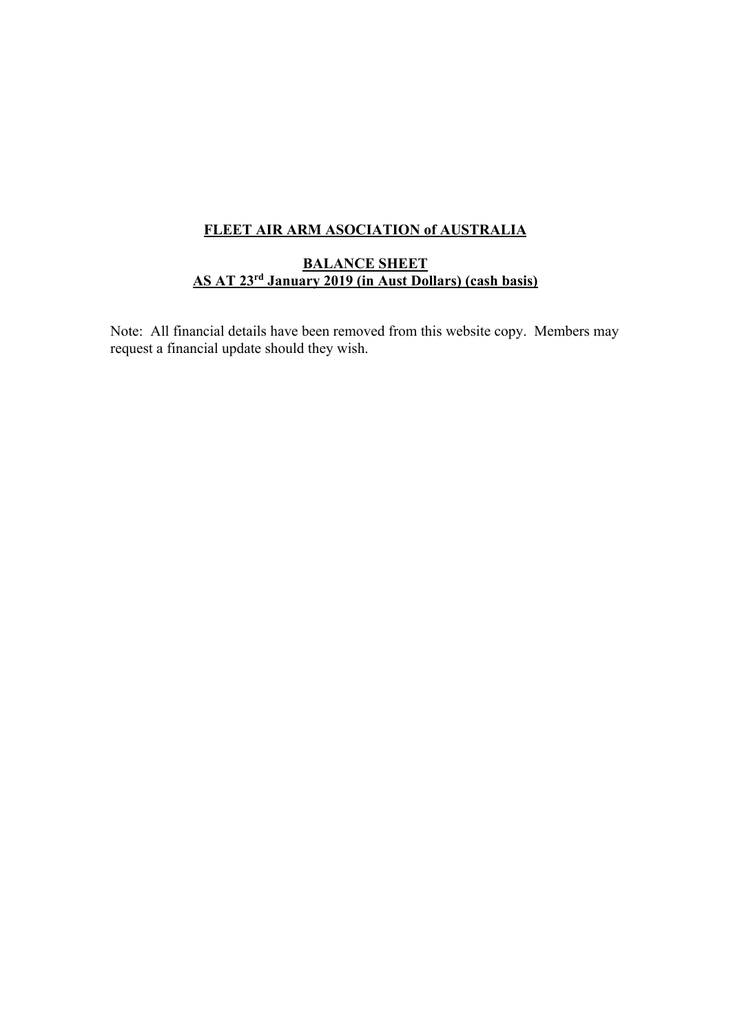**FLEET AIR ARM ASOCIATION of AUSTRALIA**

**BALANCE SHEET**
**AS AT 23rd January 2019 (in Aust Dollars) (cash basis)**

Note: All financial details have been removed from this website copy. Members may request a financial update should they wish.